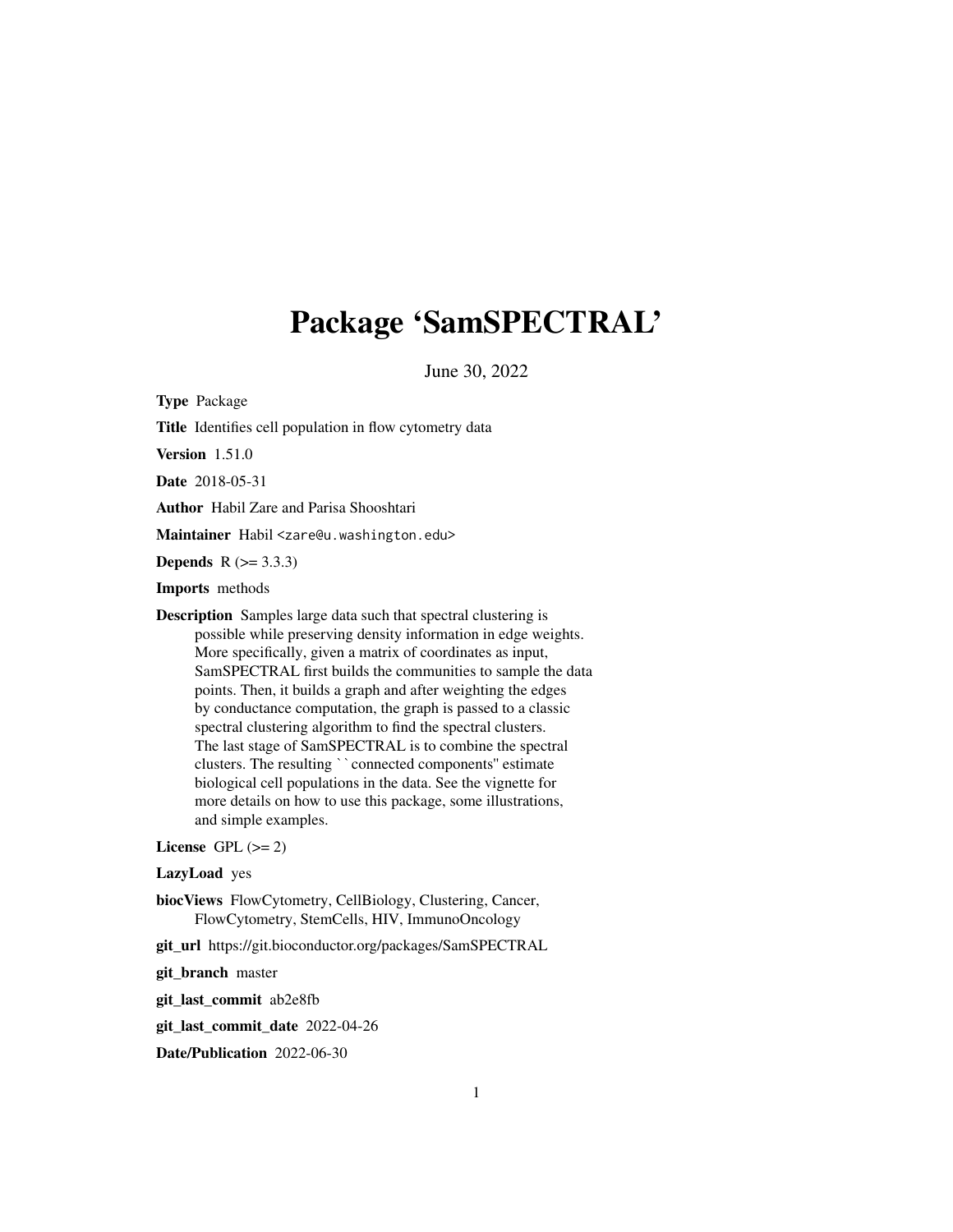# Package 'SamSPECTRAL'

June 30, 2022

**Type** Package

**Title** Identifies cell population in flow cytometry data

**Version** 1.51.0

**Date** 2018-05-31

**Author** Habil Zare and Parisa Shooshtari

**Maintainer** Habil <zare@u.washington.edu>

**Depends** R (>= 3.3.3)

**Imports** methods

**Description** Samples large data such that spectral clustering is possible while preserving density information in edge weights. More specifically, given a matrix of coordinates as input, SamSPECTRAL first builds the communities to sample the data points. Then, it builds a graph and after weighting the edges by conductance computation, the graph is passed to a classic spectral clustering algorithm to find the spectral clusters. The last stage of SamSPECTRAL is to combine the spectral clusters. The resulting ``connected components'' estimate biological cell populations in the data. See the vignette for more details on how to use this package, some illustrations, and simple examples.

**License** GPL (>= 2)

**LazyLoad** yes

**biocViews** FlowCytometry, CellBiology, Clustering, Cancer, FlowCytometry, StemCells, HIV, ImmunoOncology

**git_url** https://git.bioconductor.org/packages/SamSPECTRAL

**git_branch** master

**git_last_commit** ab2e8fb

**git_last_commit_date** 2022-04-26

**Date/Publication** 2022-06-30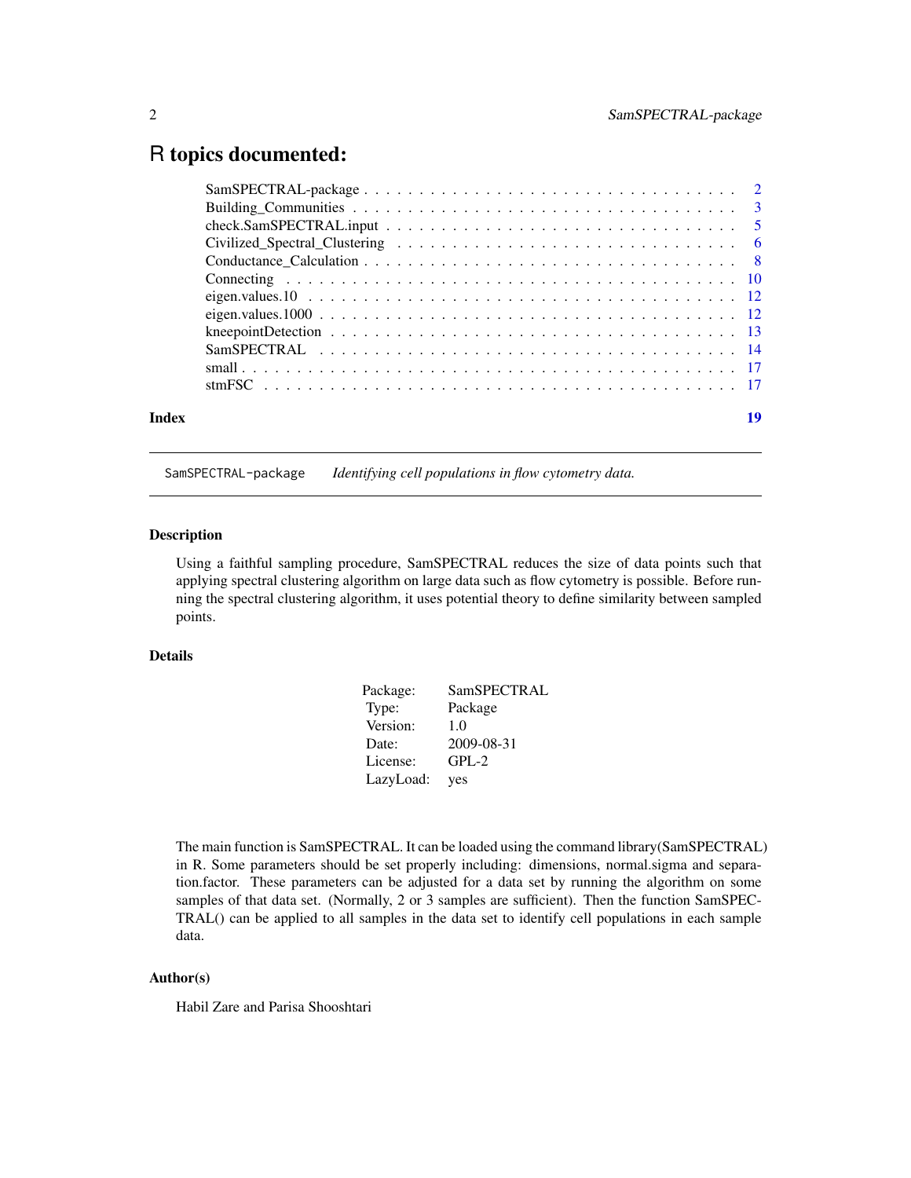# R topics documented:

| | |
|---|---|
| SamSPECTRAL-package | 2 |
| Building_Communities | 3 |
| check.SamSPECTRAL.input | 5 |
| Civilized_Spectral_Clustering | 6 |
| Conductance_Calculation | 8 |
| Connecting | 10 |
| eigen.values.10 | 12 |
| eigen.values.1000 | 12 |
| kneepointDetection | 13 |
| SamSPECTRAL | 14 |
| small | 17 |
| stmFSC | 17 |
| **Index** | **19** |

---

SamSPECTRAL-package *Identifying cell populations in flow cytometry data.*

---

## Description

Using a faithful sampling procedure, SamSPECTRAL reduces the size of data points such that applying spectral clustering algorithm on large data such as flow cytometry is possible. Before running the spectral clustering algorithm, it uses potential theory to define similarity between sampled points.

## Details

| | |
|---|---|
| Package: | SamSPECTRAL |
| Type: | Package |
| Version: | 1.0 |
| Date: | 2009-08-31 |
| License: | GPL-2 |
| LazyLoad: | yes |

The main function is SamSPECTRAL. It can be loaded using the command library(SamSPECTRAL) in R. Some parameters should be set properly including: dimensions, normal.sigma and separation.factor. These parameters can be adjusted for a data set by running the algorithm on some samples of that data set. (Normally, 2 or 3 samples are sufficient). Then the function SamSPECTRAL() can be applied to all samples in the data set to identify cell populations in each sample data.

## Author(s)

Habil Zare and Parisa Shooshtari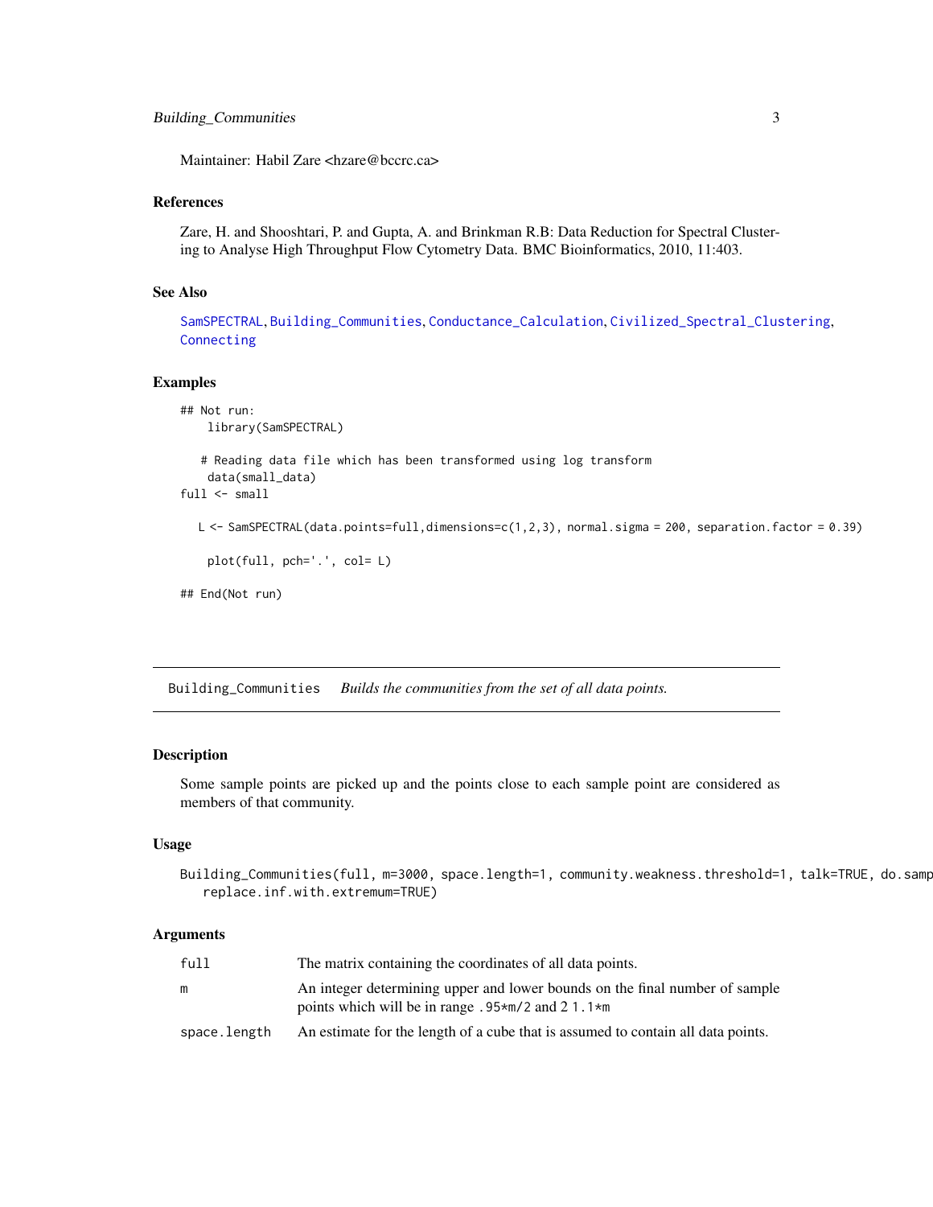Maintainer: Habil Zare <hzare@bccrc.ca>

### References

Zare, H. and Shooshtari, P. and Gupta, A. and Brinkman R.B: Data Reduction for Spectral Clustering to Analyse High Throughput Flow Cytometry Data. BMC Bioinformatics, 2010, 11:403.

### See Also

SamSPECTRAL, Building_Communities, Conductance_Calculation, Civilized_Spectral_Clustering, Connecting

### Examples

```
## Not run:
    library(SamSPECTRAL)

   # Reading data file which has been transformed using log transform
    data(small_data)
full <- small

   L <- SamSPECTRAL(data.points=full,dimensions=c(1,2,3), normal.sigma = 200, separation.factor = 0.39)

    plot(full, pch='.', col= L)

## End(Not run)
```

## Building_Communities    *Builds the communities from the set of all data points.*

### Description

Some sample points are picked up and the points close to each sample point are considered as members of that community.

### Usage

```
Building_Communities(full, m=3000, space.length=1, community.weakness.threshold=1, talk=TRUE, do.samp
    replace.inf.with.extremum=TRUE)
```

### Arguments

| | |
|---|---|
| full | The matrix containing the coordinates of all data points. |
| m | An integer determining upper and lower bounds on the final number of sample points which will be in range .95*m/2 and 2 1.1*m |
| space.length | An estimate for the length of a cube that is assumed to contain all data points. |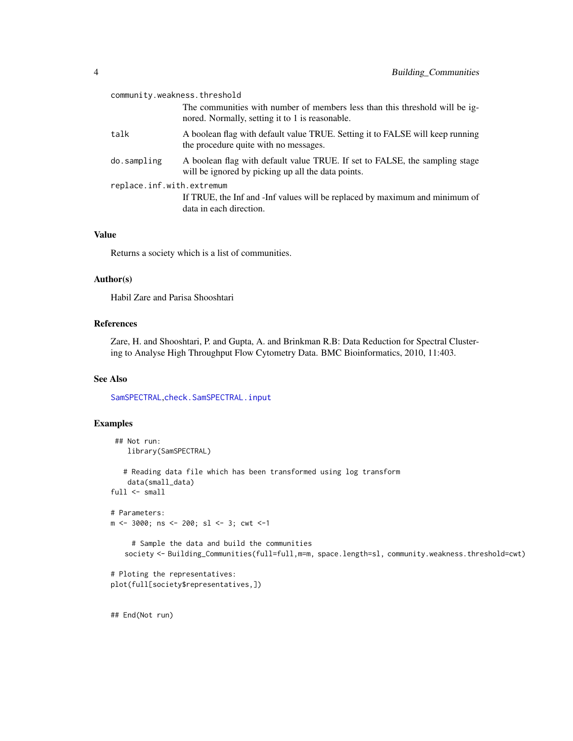community.weakness.threshold

The communities with number of members less than this threshold will be ignored. Normally, setting it to 1 is reasonable.

talk
A boolean flag with default value TRUE. Setting it to FALSE will keep running the procedure quite with no messages.

do.sampling
A boolean flag with default value TRUE. If set to FALSE, the sampling stage will be ignored by picking up all the data points.

replace.inf.with.extremum

If TRUE, the Inf and -Inf values will be replaced by maximum and minimum of data in each direction.

### Value

Returns a society which is a list of communities.

### Author(s)

Habil Zare and Parisa Shooshtari

### References

Zare, H. and Shooshtari, P. and Gupta, A. and Brinkman R.B: Data Reduction for Spectral Clustering to Analyse High Throughput Flow Cytometry Data. BMC Bioinformatics, 2010, 11:403.

### See Also

SamSPECTRAL, check.SamSPECTRAL.input

### Examples

```
 ## Not run:
    library(SamSPECTRAL)

   # Reading data file which has been transformed using log transform
    data(small_data)
full <- small

# Parameters:
m <- 3000; ns <- 200; sl <- 3; cwt <-1

     # Sample the data and build the communities
   society <- Building_Communities(full=full,m=m, space.length=sl, community.weakness.threshold=cwt)

# Ploting the representatives:
plot(full[society$representatives,])


## End(Not run)
```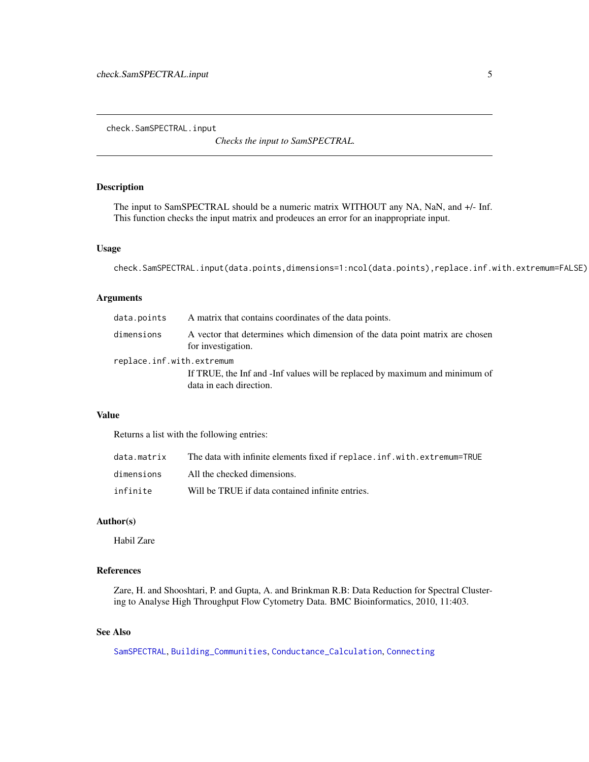check.SamSPECTRAL.input

*Checks the input to SamSPECTRAL.*

## Description

The input to SamSPECTRAL should be a numeric matrix WITHOUT any NA, NaN, and +/- Inf. This function checks the input matrix and prodeuces an error for an inappropriate input.

## Usage

```
check.SamSPECTRAL.input(data.points,dimensions=1:ncol(data.points),replace.inf.with.extremum=FALSE)
```

## Arguments

| | |
|---|---|
| `data.points` | A matrix that contains coordinates of the data points. |
| `dimensions` | A vector that determines which dimension of the data point matrix are chosen for investigation. |
| `replace.inf.with.extremum` | If TRUE, the Inf and -Inf values will be replaced by maximum and minimum of data in each direction. |

## Value

Returns a list with the following entries:

| | |
|---|---|
| `data.matrix` | The data with infinite elements fixed if `replace.inf.with.extremum=TRUE` |
| `dimensions` | All the checked dimensions. |
| `infinite` | Will be TRUE if data contained infinite entries. |

## Author(s)

Habil Zare

## References

Zare, H. and Shooshtari, P. and Gupta, A. and Brinkman R.B: Data Reduction for Spectral Clustering to Analyse High Throughput Flow Cytometry Data. BMC Bioinformatics, 2010, 11:403.

## See Also

`SamSPECTRAL`, `Building_Communities`, `Conductance_Calculation`, `Connecting`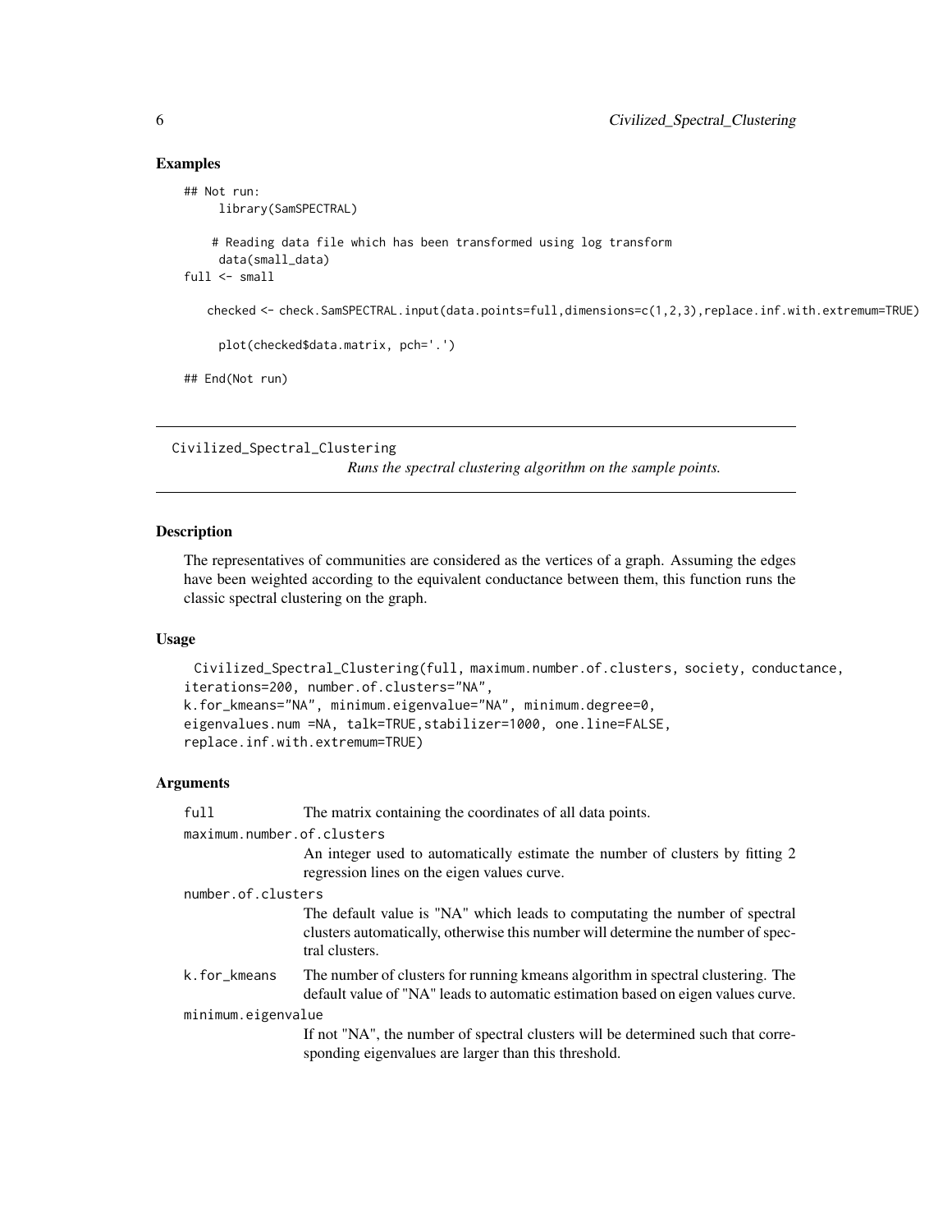### Examples

```
## Not run:
     library(SamSPECTRAL)

    # Reading data file which has been transformed using log transform
     data(small_data)
full <- small

   checked <- check.SamSPECTRAL.input(data.points=full,dimensions=c(1,2,3),replace.inf.with.extremum=TRUE)

     plot(checked$data.matrix, pch='.')

## End(Not run)
```

---

Civilized_Spectral_Clustering

*Runs the spectral clustering algorithm on the sample points.*

---

### Description

The representatives of communities are considered as the vertices of a graph. Assuming the edges have been weighted according to the equivalent conductance between them, this function runs the classic spectral clustering on the graph.

### Usage

```
  Civilized_Spectral_Clustering(full, maximum.number.of.clusters, society, conductance,
iterations=200, number.of.clusters="NA",
k.for_kmeans="NA", minimum.eigenvalue="NA", minimum.degree=0,
eigenvalues.num =NA, talk=TRUE,stabilizer=1000, one.line=FALSE,
replace.inf.with.extremum=TRUE)
```

### Arguments

`full` The matrix containing the coordinates of all data points.

`maximum.number.of.clusters`
An integer used to automatically estimate the number of clusters by fitting 2 regression lines on the eigen values curve.

`number.of.clusters`
The default value is "NA" which leads to computating the number of spectral clusters automatically, otherwise this number will determine the number of spectral clusters.

`k.for_kmeans` The number of clusters for running kmeans algorithm in spectral clustering. The default value of "NA" leads to automatic estimation based on eigen values curve.

`minimum.eigenvalue`
If not "NA", the number of spectral clusters will be determined such that corresponding eigenvalues are larger than this threshold.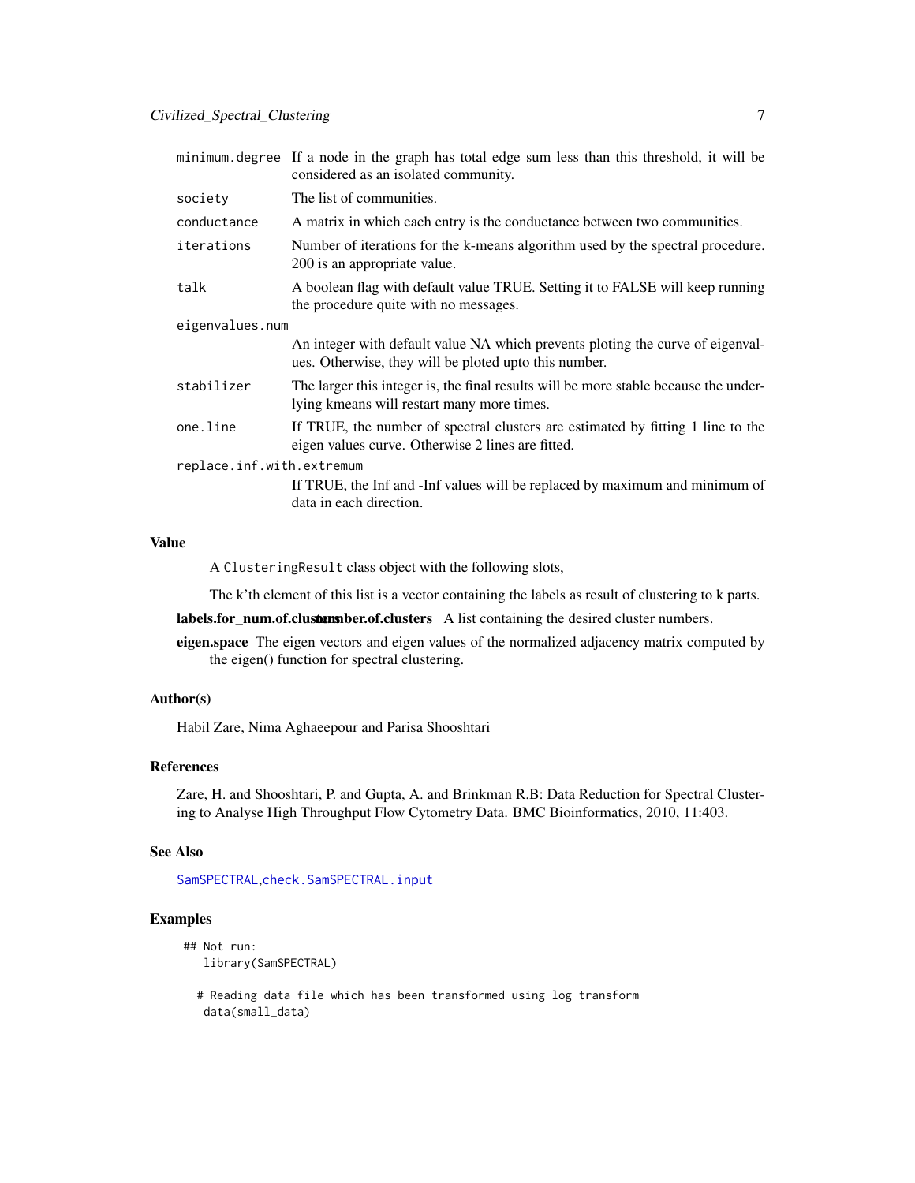| | |
|---|---|
| `minimum.degree` | If a node in the graph has total edge sum less than this threshold, it will be considered as an isolated community. |
| `society` | The list of communities. |
| `conductance` | A matrix in which each entry is the conductance between two communities. |
| `iterations` | Number of iterations for the k-means algorithm used by the spectral procedure. 200 is an appropriate value. |
| `talk` | A boolean flag with default value TRUE. Setting it to FALSE will keep running the procedure quite with no messages. |
| `eigenvalues.num` | An integer with default value NA which prevents ploting the curve of eigenvalues. Otherwise, they will be ploted upto this number. |
| `stabilizer` | The larger this integer is, the final results will be more stable because the underlying kmeans will restart many more times. |
| `one.line` | If TRUE, the number of spectral clusters are estimated by fitting 1 line to the eigen values curve. Otherwise 2 lines are fitted. |
| `replace.inf.with.extremum` | If TRUE, the Inf and -Inf values will be replaced by maximum and minimum of data in each direction. |

### Value

A `ClusteringResult` class object with the following slots,

**labels.for_num.of.clusters** The k'th element of this list is a vector containing the labels as result of clustering to k parts.

**number.of.clusters** A list containing the desired cluster numbers.

**eigen.space** The eigen vectors and eigen values of the normalized adjacency matrix computed by the eigen() function for spectral clustering.

### Author(s)

Habil Zare, Nima Aghaeepour and Parisa Shooshtari

### References

Zare, H. and Shooshtari, P. and Gupta, A. and Brinkman R.B: Data Reduction for Spectral Clustering to Analyse High Throughput Flow Cytometry Data. BMC Bioinformatics, 2010, 11:403.

### See Also

SamSPECTRAL, check.SamSPECTRAL.input

### Examples

```
## Not run:
   library(SamSPECTRAL)

  # Reading data file which has been transformed using log transform
   data(small_data)
```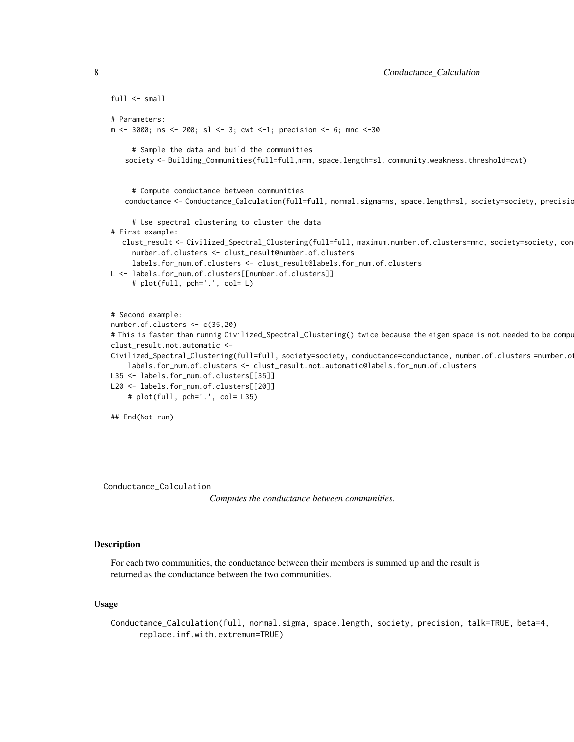```
full <- small

# Parameters:
m <- 3000; ns <- 200; sl <- 3; cwt <-1; precision <- 6; mnc <-30

      # Sample the data and build the communities
    society <- Building_Communities(full=full,m=m, space.length=sl, community.weakness.threshold=cwt)


      # Compute conductance between communities
    conductance <- Conductance_Calculation(full=full, normal.sigma=ns, space.length=sl, society=society, precisio

      # Use spectral clustering to cluster the data
# First example:
   clust_result <- Civilized_Spectral_Clustering(full=full, maximum.number.of.clusters=mnc, society=society, cond
      number.of.clusters <- clust_result@number.of.clusters
      labels.for_num.of.clusters <- clust_result@labels.for_num.of.clusters
L <- labels.for_num.of.clusters[[number.of.clusters]]
      # plot(full, pch='.', col= L)


# Second example:
number.of.clusters <- c(35,20)
# This is faster than runnig Civilized_Spectral_Clustering() twice because the eigen space is not needed to be compu
clust_result.not.automatic <-
Civilized_Spectral_Clustering(full=full, society=society, conductance=conductance, number.of.clusters =number.of
    labels.for_num.of.clusters <- clust_result.not.automatic@labels.for_num.of.clusters
L35 <- labels.for_num.of.clusters[[35]]
L20 <- labels.for_num.of.clusters[[20]]
    # plot(full, pch='.', col= L35)

## End(Not run)
```

## Conductance_Calculation

*Computes the conductance between communities.*

### Description

For each two communities, the conductance between their members is summed up and the result is returned as the conductance between the two communities.

### Usage

```
Conductance_Calculation(full, normal.sigma, space.length, society, precision, talk=TRUE, beta=4,
      replace.inf.with.extremum=TRUE)
```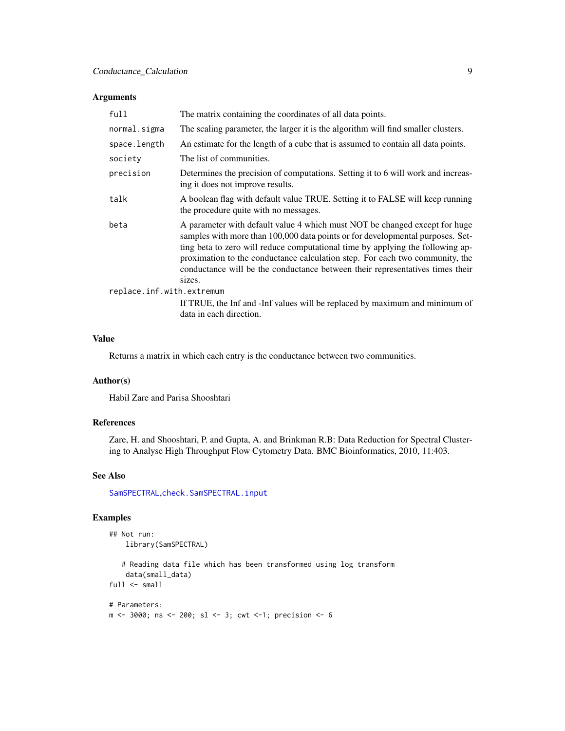### Arguments

| | |
|---|---|
| `full` | The matrix containing the coordinates of all data points. |
| `normal.sigma` | The scaling parameter, the larger it is the algorithm will find smaller clusters. |
| `space.length` | An estimate for the length of a cube that is assumed to contain all data points. |
| `society` | The list of communities. |
| `precision` | Determines the precision of computations. Setting it to 6 will work and increasing it does not improve results. |
| `talk` | A boolean flag with default value TRUE. Setting it to FALSE will keep running the procedure quite with no messages. |
| `beta` | A parameter with default value 4 which must NOT be changed except for huge samples with more than 100,000 data points or for developmental purposes. Setting beta to zero will reduce computational time by applying the following approximation to the conductance calculation step. For each two community, the conductance will be the conductance between their representatives times their sizes. |
| `replace.inf.with.extremum` | If TRUE, the Inf and -Inf values will be replaced by maximum and minimum of data in each direction. |

### Value

Returns a matrix in which each entry is the conductance between two communities.

### Author(s)

Habil Zare and Parisa Shooshtari

### References

Zare, H. and Shooshtari, P. and Gupta, A. and Brinkman R.B: Data Reduction for Spectral Clustering to Analyse High Throughput Flow Cytometry Data. BMC Bioinformatics, 2010, 11:403.

### See Also

SamSPECTRAL, check.SamSPECTRAL.input

### Examples

```
## Not run:
    library(SamSPECTRAL)

   # Reading data file which has been transformed using log transform
    data(small_data)
full <- small

# Parameters:
m <- 3000; ns <- 200; sl <- 3; cwt <-1; precision <- 6
```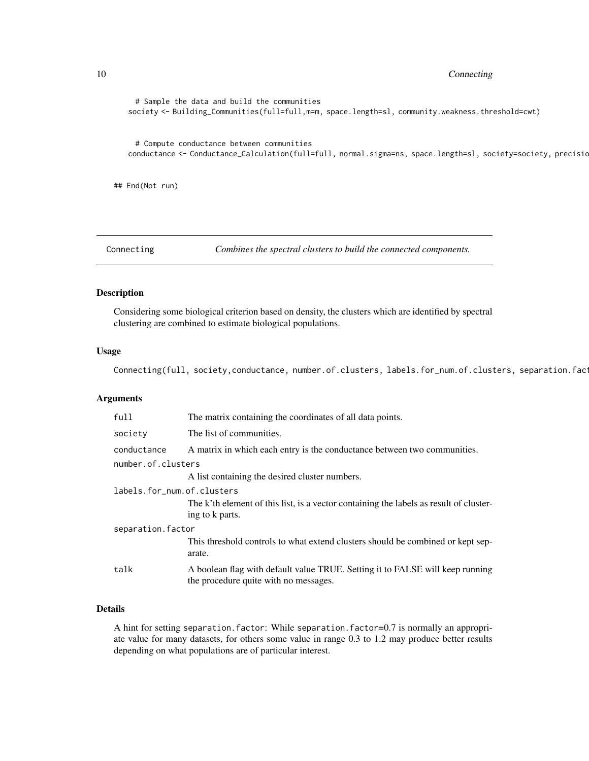```
  # Sample the data and build the communities
society <- Building_Communities(full=full,m=m, space.length=sl, community.weakness.threshold=cwt)


  # Compute conductance between communities
conductance <- Conductance_Calculation(full=full, normal.sigma=ns, space.length=sl, society=society, precisio
```

```
## End(Not run)
```

## Connecting — *Combines the spectral clusters to build the connected components.*

### Description

Considering some biological criterion based on density, the clusters which are identified by spectral clustering are combined to estimate biological populations.

### Usage

```
Connecting(full, society,conductance, number.of.clusters, labels.for_num.of.clusters, separation.fact
```

### Arguments

| | |
|---|---|
| `full` | The matrix containing the coordinates of all data points. |
| `society` | The list of communities. |
| `conductance` | A matrix in which each entry is the conductance between two communities. |
| `number.of.clusters` | A list containing the desired cluster numbers. |
| `labels.for_num.of.clusters` | The k'th element of this list, is a vector containing the labels as result of clustering to k parts. |
| `separation.factor` | This threshold controls to what extend clusters should be combined or kept separate. |
| `talk` | A boolean flag with default value TRUE. Setting it to FALSE will keep running the procedure quite with no messages. |

### Details

A hint for setting `separation.factor`: While `separation.factor=0.7` is normally an appropriate value for many datasets, for others some value in range 0.3 to 1.2 may produce better results depending on what populations are of particular interest.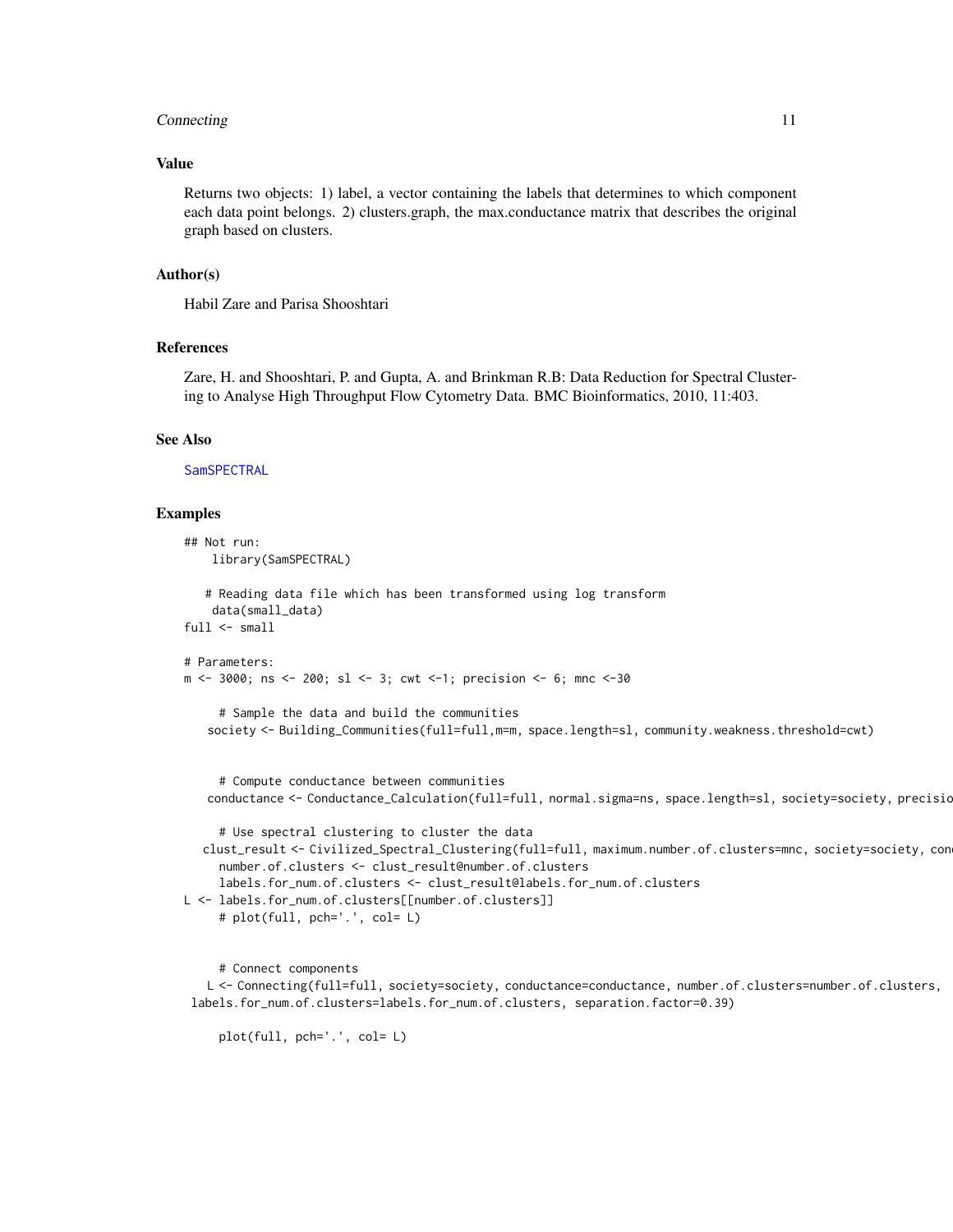### Value

Returns two objects: 1) label, a vector containing the labels that determines to which component each data point belongs. 2) clusters.graph, the max.conductance matrix that describes the original graph based on clusters.

### Author(s)

Habil Zare and Parisa Shooshtari

### References

Zare, H. and Shooshtari, P. and Gupta, A. and Brinkman R.B: Data Reduction for Spectral Clustering to Analyse High Throughput Flow Cytometry Data. BMC Bioinformatics, 2010, 11:403.

### See Also

SamSPECTRAL

### Examples

```
## Not run:
    library(SamSPECTRAL)

   # Reading data file which has been transformed using log transform
    data(small_data)
full <- small

# Parameters:
m <- 3000; ns <- 200; sl <- 3; cwt <-1; precision <- 6; mnc <-30

      # Sample the data and build the communities
    society <- Building_Communities(full=full,m=m, space.length=sl, community.weakness.threshold=cwt)


      # Compute conductance between communities
    conductance <- Conductance_Calculation(full=full, normal.sigma=ns, space.length=sl, society=society, precisio

      # Use spectral clustering to cluster the data
   clust_result <- Civilized_Spectral_Clustering(full=full, maximum.number.of.clusters=mnc, society=society, con
      number.of.clusters <- clust_result@number.of.clusters
      labels.for_num.of.clusters <- clust_result@labels.for_num.of.clusters
L <- labels.for_num.of.clusters[[number.of.clusters]]
      # plot(full, pch='.', col= L)


      # Connect components
    L <- Connecting(full=full, society=society, conductance=conductance, number.of.clusters=number.of.clusters,
 labels.for_num.of.clusters=labels.for_num.of.clusters, separation.factor=0.39)

      plot(full, pch='.', col= L)
```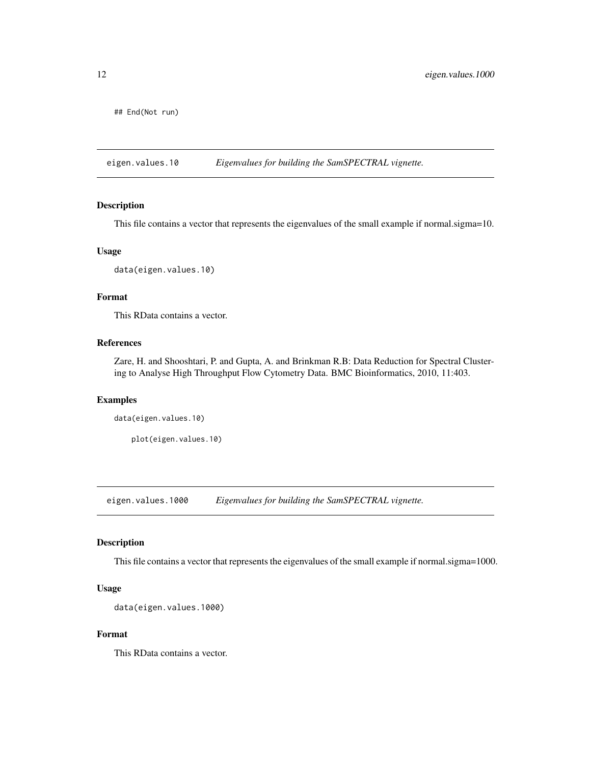```
## End(Not run)
```

## eigen.values.10 — *Eigenvalues for building the SamSPECTRAL vignette.*

### Description

This file contains a vector that represents the eigenvalues of the small example if normal.sigma=10.

### Usage

```
data(eigen.values.10)
```

### Format

This RData contains a vector.

### References

Zare, H. and Shooshtari, P. and Gupta, A. and Brinkman R.B: Data Reduction for Spectral Clustering to Analyse High Throughput Flow Cytometry Data. BMC Bioinformatics, 2010, 11:403.

### Examples

```
data(eigen.values.10)

    plot(eigen.values.10)
```

## eigen.values.1000 — *Eigenvalues for building the SamSPECTRAL vignette.*

### Description

This file contains a vector that represents the eigenvalues of the small example if normal.sigma=1000.

### Usage

```
data(eigen.values.1000)
```

### Format

This RData contains a vector.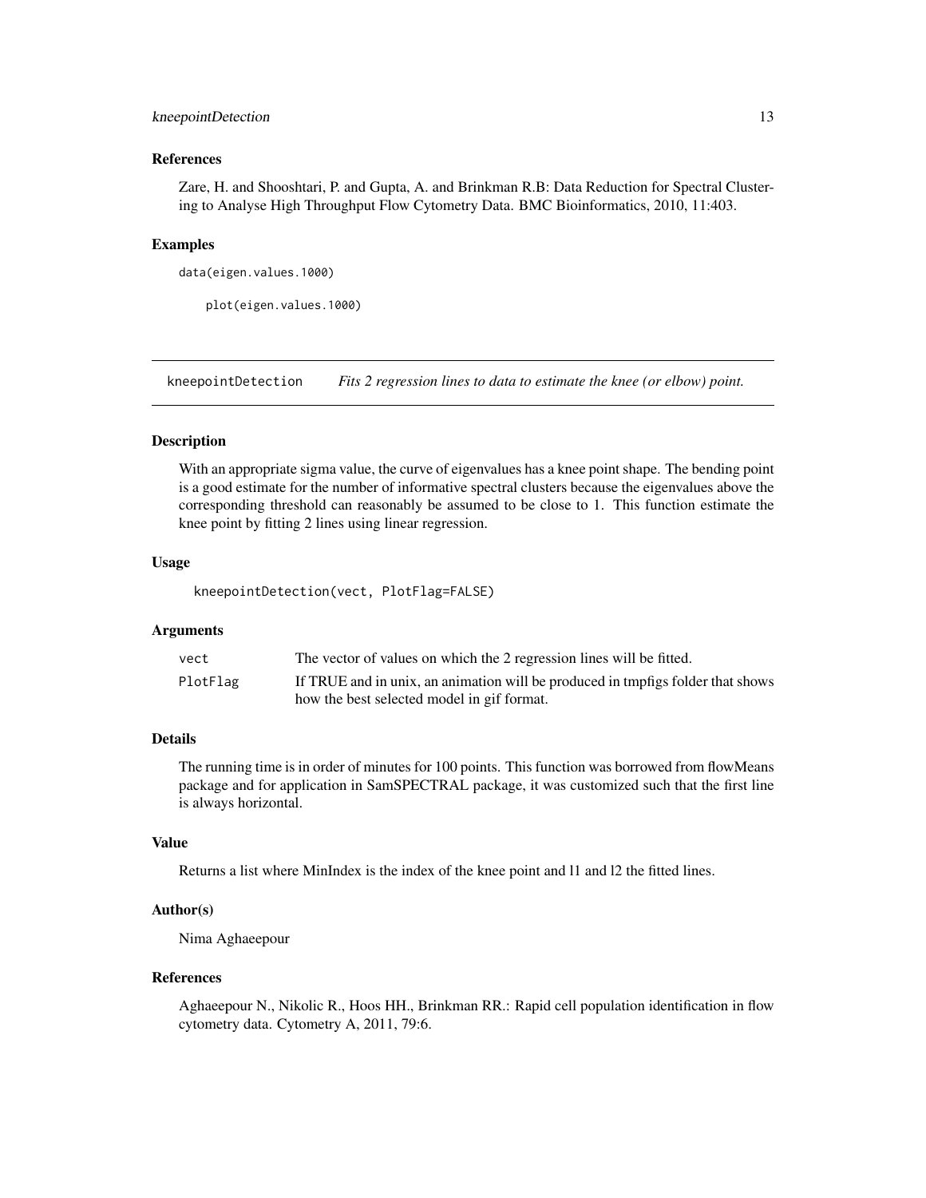### References

Zare, H. and Shooshtari, P. and Gupta, A. and Brinkman R.B: Data Reduction for Spectral Clustering to Analyse High Throughput Flow Cytometry Data. BMC Bioinformatics, 2010, 11:403.

### Examples

```
data(eigen.values.1000)

    plot(eigen.values.1000)
```

---

## kneepointDetection *Fits 2 regression lines to data to estimate the knee (or elbow) point.*

---

### Description

With an appropriate sigma value, the curve of eigenvalues has a knee point shape. The bending point is a good estimate for the number of informative spectral clusters because the eigenvalues above the corresponding threshold can reasonably be assumed to be close to 1. This function estimate the knee point by fitting 2 lines using linear regression.

### Usage

```
kneepointDetection(vect, PlotFlag=FALSE)
```

### Arguments

| | |
|---|---|
| vect | The vector of values on which the 2 regression lines will be fitted. |
| PlotFlag | If TRUE and in unix, an animation will be produced in tmpfigs folder that shows how the best selected model in gif format. |

### Details

The running time is in order of minutes for 100 points. This function was borrowed from flowMeans package and for application in SamSPECTRAL package, it was customized such that the first line is always horizontal.

### Value

Returns a list where MinIndex is the index of the knee point and l1 and l2 the fitted lines.

### Author(s)

Nima Aghaeepour

### References

Aghaeepour N., Nikolic R., Hoos HH., Brinkman RR.: Rapid cell population identification in flow cytometry data. Cytometry A, 2011, 79:6.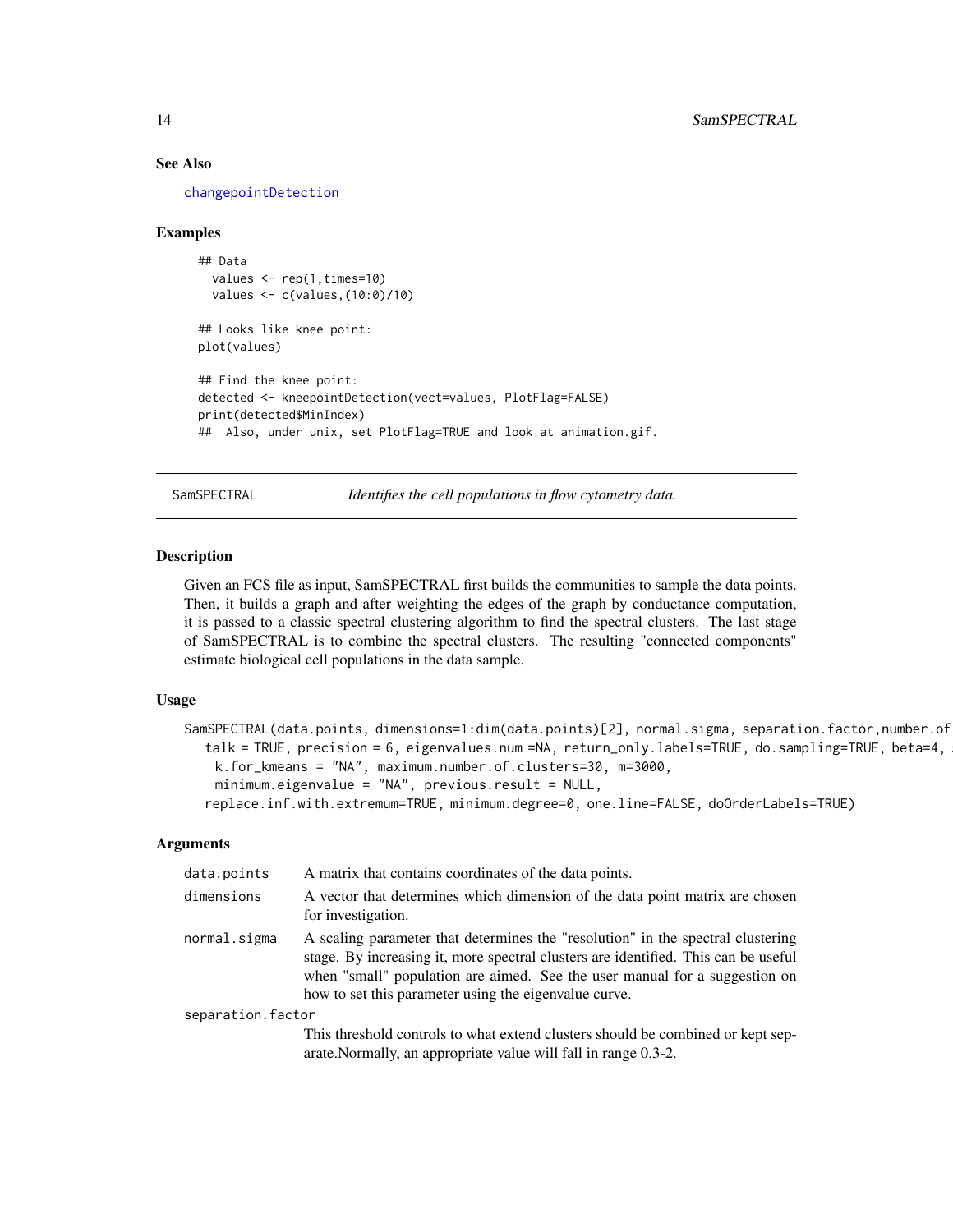## See Also

changepointDetection

## Examples

```
## Data
  values <- rep(1,times=10)
  values <- c(values,(10:0)/10)

## Looks like knee point:
plot(values)

## Find the knee point:
detected <- kneepointDetection(vect=values, PlotFlag=FALSE)
print(detected$MinIndex)
##  Also, under unix, set PlotFlag=TRUE and look at animation.gif.
```

---

SamSPECTRAL *Identifies the cell populations in flow cytometry data.*

---

## Description

Given an FCS file as input, SamSPECTRAL first builds the communities to sample the data points. Then, it builds a graph and after weighting the edges of the graph by conductance computation, it is passed to a classic spectral clustering algorithm to find the spectral clusters. The last stage of SamSPECTRAL is to combine the spectral clusters. The resulting "connected components" estimate biological cell populations in the data sample.

## Usage

```
SamSPECTRAL(data.points, dimensions=1:dim(data.points)[2], normal.sigma, separation.factor,number.of
   talk = TRUE, precision = 6, eigenvalues.num =NA, return_only.labels=TRUE, do.sampling=TRUE, beta=4, 
    k.for_kmeans = "NA", maximum.number.of.clusters=30, m=3000,
    minimum.eigenvalue = "NA", previous.result = NULL,
   replace.inf.with.extremum=TRUE, minimum.degree=0, one.line=FALSE, doOrderLabels=TRUE)
```

## Arguments

data.points
: A matrix that contains coordinates of the data points.

dimensions
: A vector that determines which dimension of the data point matrix are chosen for investigation.

normal.sigma
: A scaling parameter that determines the "resolution" in the spectral clustering stage. By increasing it, more spectral clusters are identified. This can be useful when "small" population are aimed. See the user manual for a suggestion on how to set this parameter using the eigenvalue curve.

separation.factor
: This threshold controls to what extend clusters should be combined or kept separate.Normally, an appropriate value will fall in range 0.3-2.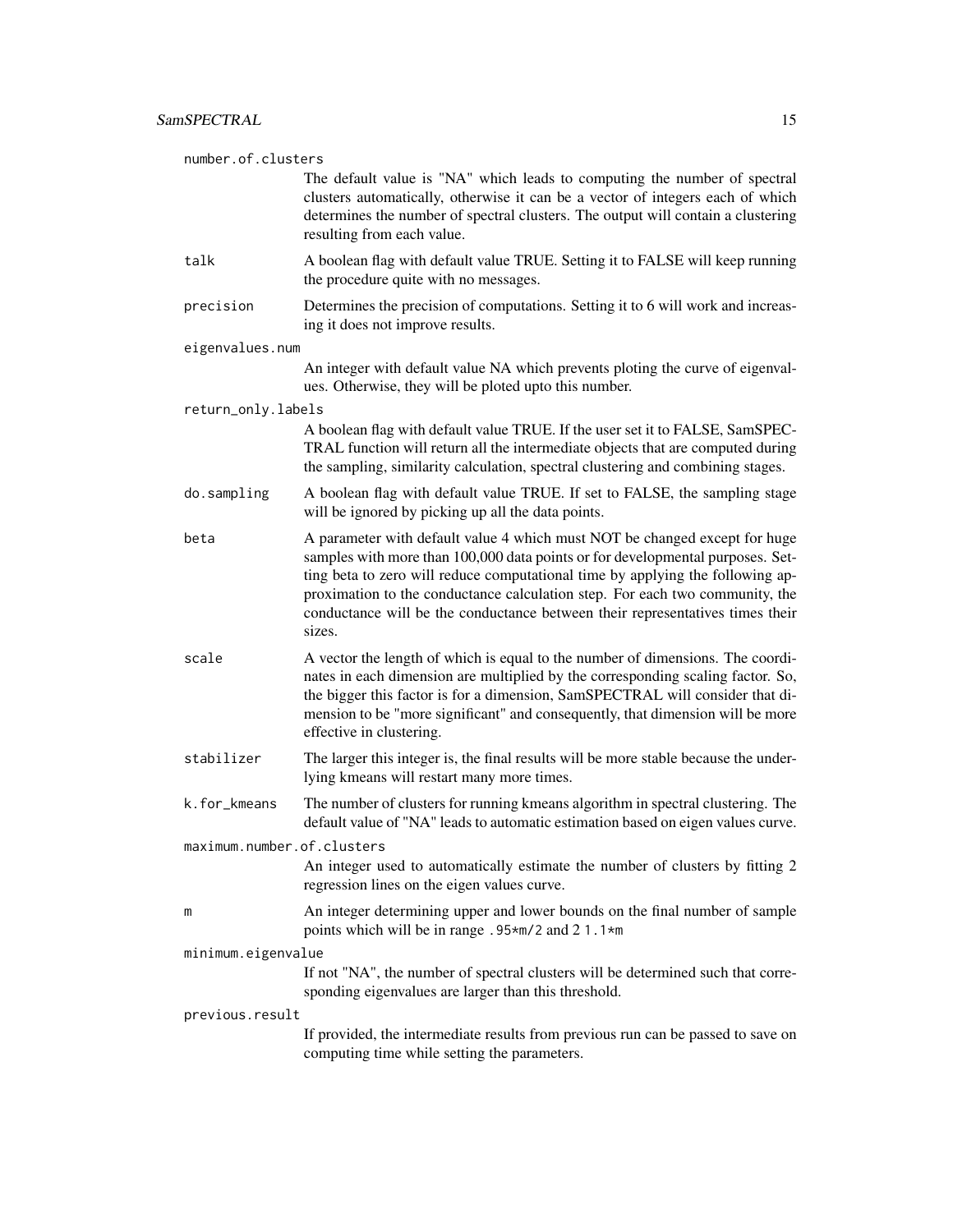number.of.clusters
: The default value is "NA" which leads to computing the number of spectral clusters automatically, otherwise it can be a vector of integers each of which determines the number of spectral clusters. The output will contain a clustering resulting from each value.

talk
: A boolean flag with default value TRUE. Setting it to FALSE will keep running the procedure quite with no messages.

precision
: Determines the precision of computations. Setting it to 6 will work and increasing it does not improve results.

eigenvalues.num
: An integer with default value NA which prevents ploting the curve of eigenvalues. Otherwise, they will be ploted upto this number.

return_only.labels
: A boolean flag with default value TRUE. If the user set it to FALSE, SamSPECTRAL function will return all the intermediate objects that are computed during the sampling, similarity calculation, spectral clustering and combining stages.

do.sampling
: A boolean flag with default value TRUE. If set to FALSE, the sampling stage will be ignored by picking up all the data points.

beta
: A parameter with default value 4 which must NOT be changed except for huge samples with more than 100,000 data points or for developmental purposes. Setting beta to zero will reduce computational time by applying the following approximation to the conductance calculation step. For each two community, the conductance will be the conductance between their representatives times their sizes.

scale
: A vector the length of which is equal to the number of dimensions. The coordinates in each dimension are multiplied by the corresponding scaling factor. So, the bigger this factor is for a dimension, SamSPECTRAL will consider that dimension to be "more significant" and consequently, that dimension will be more effective in clustering.

stabilizer
: The larger this integer is, the final results will be more stable because the underlying kmeans will restart many more times.

k.for_kmeans
: The number of clusters for running kmeans algorithm in spectral clustering. The default value of "NA" leads to automatic estimation based on eigen values curve.

maximum.number.of.clusters
: An integer used to automatically estimate the number of clusters by fitting 2 regression lines on the eigen values curve.

m
: An integer determining upper and lower bounds on the final number of sample points which will be in range `.95*m/2` and 2 `1.1*m`

minimum.eigenvalue
: If not "NA", the number of spectral clusters will be determined such that corresponding eigenvalues are larger than this threshold.

previous.result
: If provided, the intermediate results from previous run can be passed to save on computing time while setting the parameters.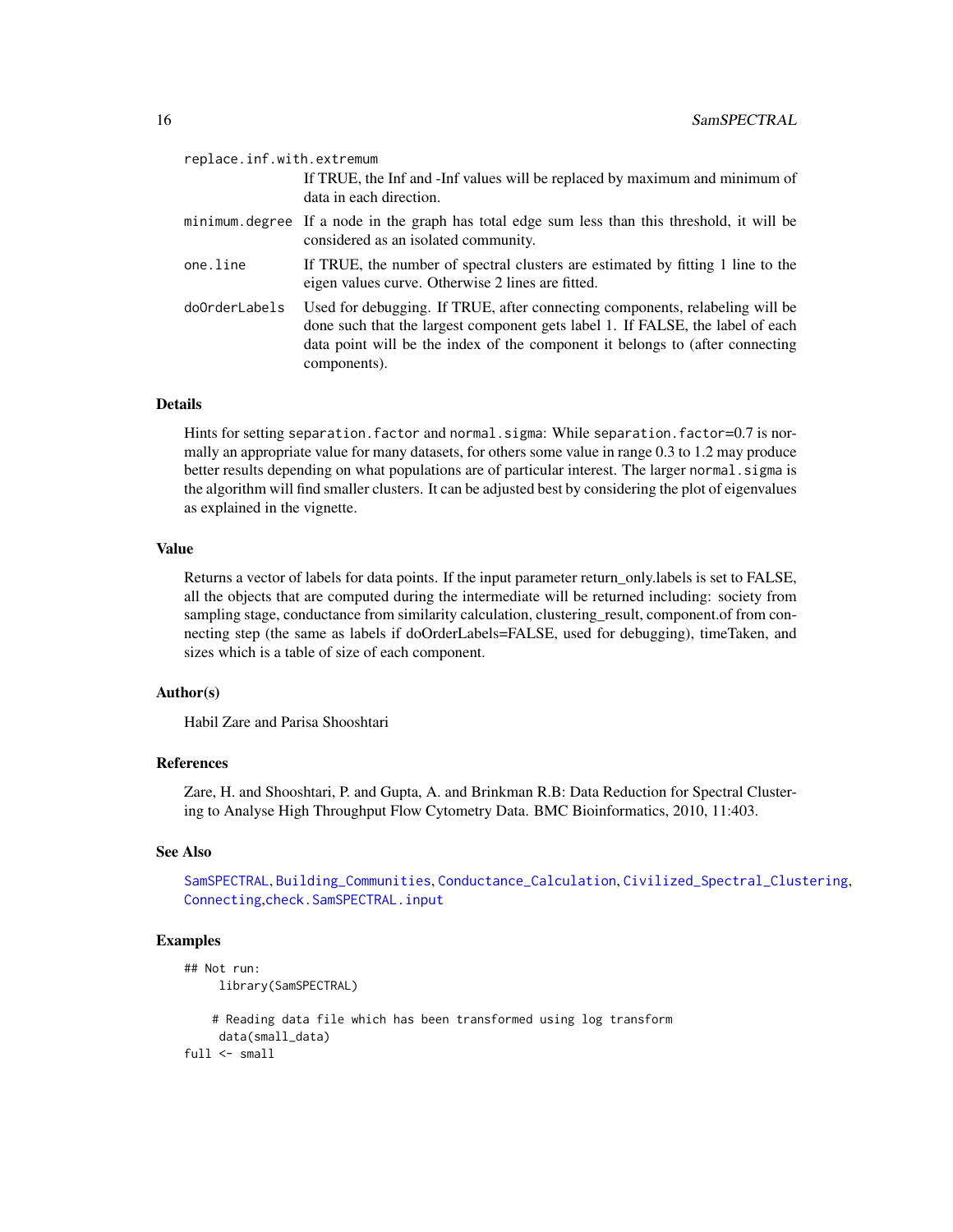replace.inf.with.extremum
: If TRUE, the Inf and -Inf values will be replaced by maximum and minimum of data in each direction.

minimum.degree
: If a node in the graph has total edge sum less than this threshold, it will be considered as an isolated community.

one.line
: If TRUE, the number of spectral clusters are estimated by fitting 1 line to the eigen values curve. Otherwise 2 lines are fitted.

doOrderLabels
: Used for debugging. If TRUE, after connecting components, relabeling will be done such that the largest component gets label 1. If FALSE, the label of each data point will be the index of the component it belongs to (after connecting components).

## Details

Hints for setting `separation.factor` and `normal.sigma`: While `separation.factor=0.7` is normally an appropriate value for many datasets, for others some value in range 0.3 to 1.2 may produce better results depending on what populations are of particular interest. The larger `normal.sigma` is the algorithm will find smaller clusters. It can be adjusted best by considering the plot of eigenvalues as explained in the vignette.

## Value

Returns a vector of labels for data points. If the input parameter return_only.labels is set to FALSE, all the objects that are computed during the intermediate will be returned including: society from sampling stage, conductance from similarity calculation, clustering_result, component.of from connecting step (the same as labels if doOrderLabels=FALSE, used for debugging), timeTaken, and sizes which is a table of size of each component.

## Author(s)

Habil Zare and Parisa Shooshtari

## References

Zare, H. and Shooshtari, P. and Gupta, A. and Brinkman R.B: Data Reduction for Spectral Clustering to Analyse High Throughput Flow Cytometry Data. BMC Bioinformatics, 2010, 11:403.

## See Also

`SamSPECTRAL`, `Building_Communities`, `Conductance_Calculation`, `Civilized_Spectral_Clustering`, `Connecting`, `check.SamSPECTRAL.input`

## Examples

```
## Not run:
     library(SamSPECTRAL)

    # Reading data file which has been transformed using log transform
     data(small_data)
full <- small
```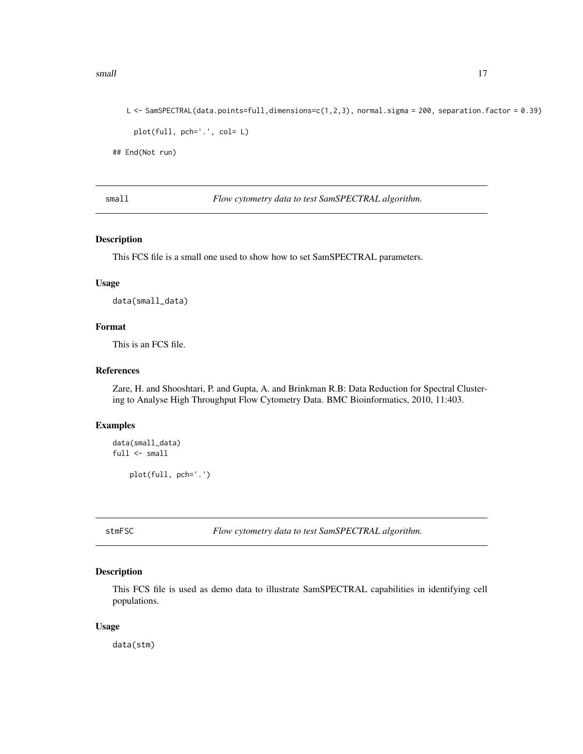```
    L <- SamSPECTRAL(data.points=full,dimensions=c(1,2,3), normal.sigma = 200, separation.factor = 0.39)

      plot(full, pch='.', col= L)

## End(Not run)
```

## small *Flow cytometry data to test SamSPECTRAL algorithm.*

### Description

This FCS file is a small one used to show how to set SamSPECTRAL parameters.

### Usage

```
data(small_data)
```

### Format

This is an FCS file.

### References

Zare, H. and Shooshtari, P. and Gupta, A. and Brinkman R.B: Data Reduction for Spectral Clustering to Analyse High Throughput Flow Cytometry Data. BMC Bioinformatics, 2010, 11:403.

### Examples

```
data(small_data)
full <- small

     plot(full, pch='.')
```

## stmFSC *Flow cytometry data to test SamSPECTRAL algorithm.*

### Description

This FCS file is used as demo data to illustrate SamSPECTRAL capabilities in identifying cell populations.

### Usage

```
data(stm)
```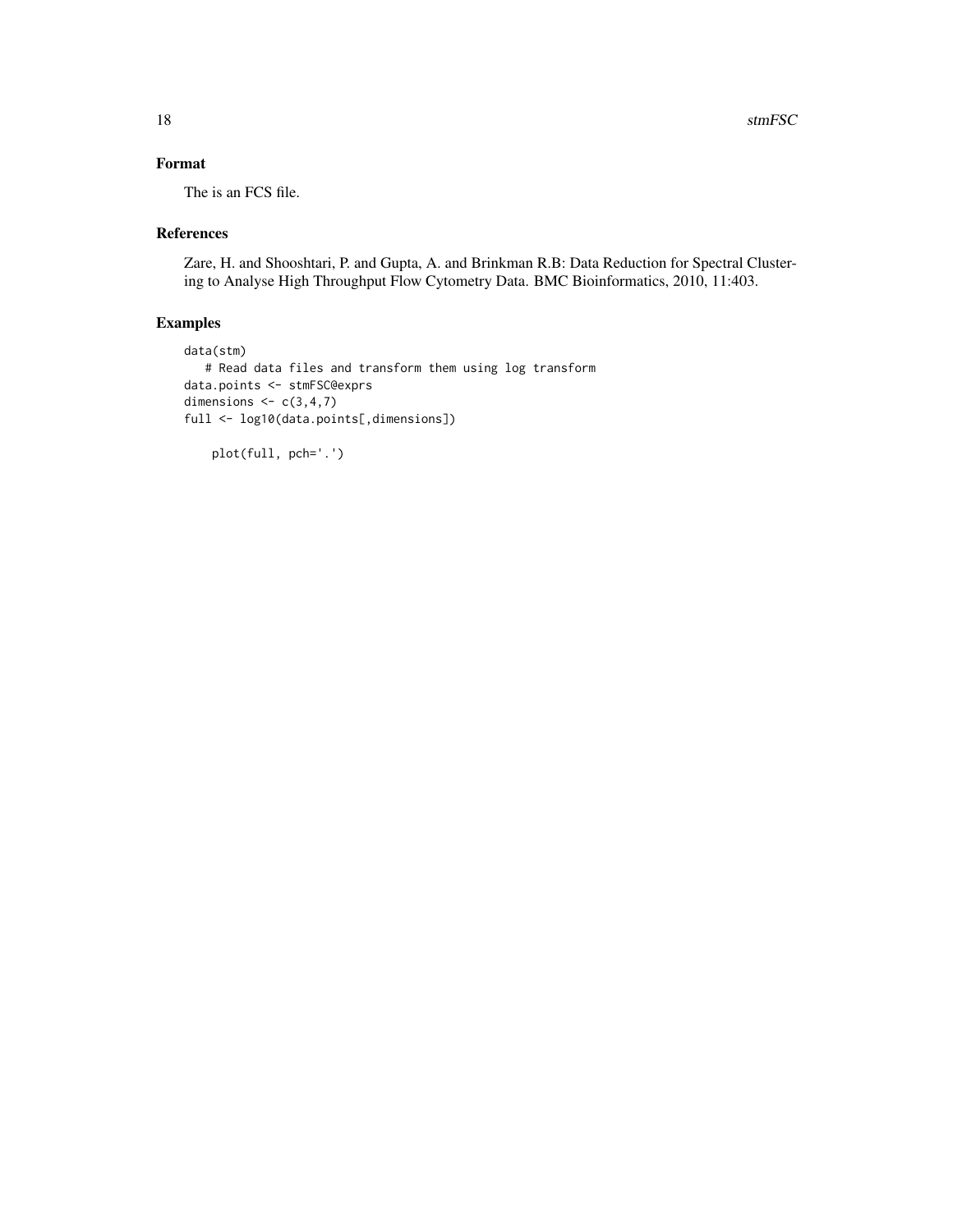## Format

The is an FCS file.

## References

Zare, H. and Shooshtari, P. and Gupta, A. and Brinkman R.B: Data Reduction for Spectral Clustering to Analyse High Throughput Flow Cytometry Data. BMC Bioinformatics, 2010, 11:403.

## Examples

```
data(stm)
   # Read data files and transform them using log transform
data.points <- stmFSC@exprs
dimensions <- c(3,4,7)
full <- log10(data.points[,dimensions])

    plot(full, pch='.')
```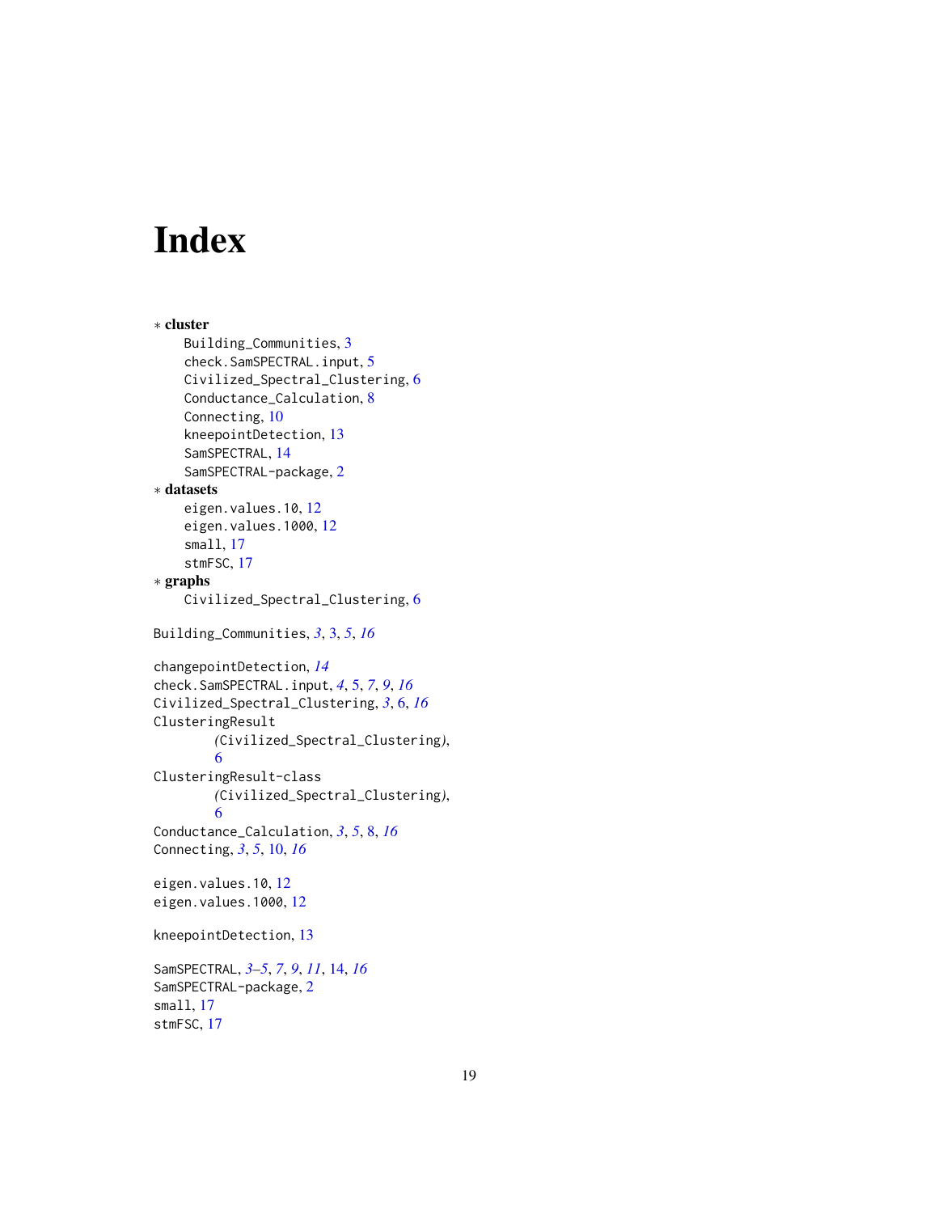# Index

∗ **cluster**

Building_Communities, 3
check.SamSPECTRAL.input, 5
Civilized_Spectral_Clustering, 6
Conductance_Calculation, 8
Connecting, 10
kneepointDetection, 13
SamSPECTRAL, 14
SamSPECTRAL-package, 2

∗ **datasets**

eigen.values.10, 12
eigen.values.1000, 12
small, 17
stmFSC, 17

∗ **graphs**

Civilized_Spectral_Clustering, 6

Building_Communities, *3*, 3, *5*, *16*

changepointDetection, *14*
check.SamSPECTRAL.input, *4*, 5, *7*, *9*, *16*
Civilized_Spectral_Clustering, *3*, 6, *16*
ClusteringResult *(*Civilized_Spectral_Clustering*)*, 6
ClusteringResult-class *(*Civilized_Spectral_Clustering*)*, 6
Conductance_Calculation, *3*, *5*, 8, *16*
Connecting, *3*, *5*, 10, *16*

eigen.values.10, 12
eigen.values.1000, 12

kneepointDetection, 13

SamSPECTRAL, *3–5*, *7*, *9*, *11*, 14, *16*
SamSPECTRAL-package, 2
small, 17
stmFSC, 17